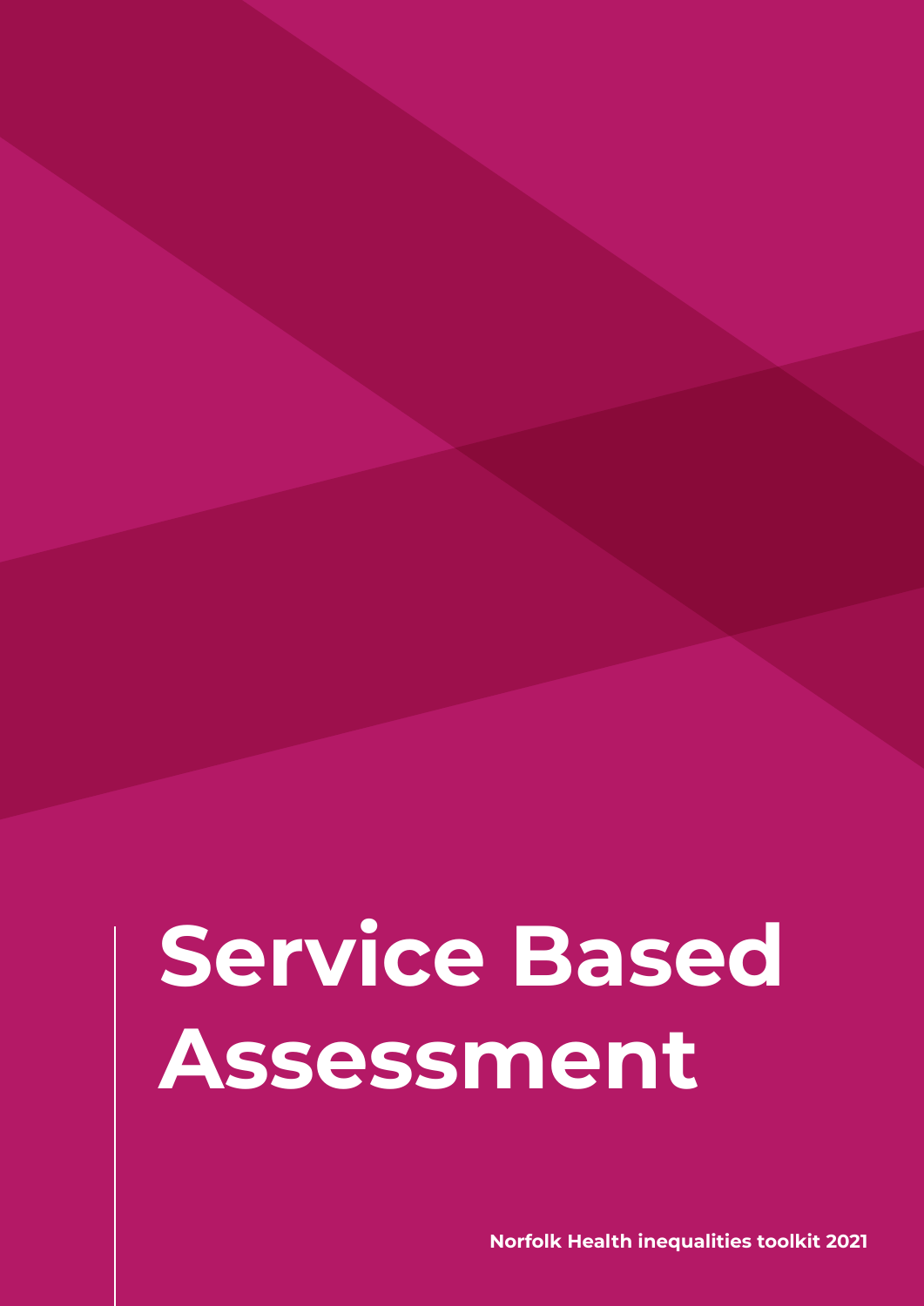# Service Based Assessment

**Norfolk Health inequalities toolkit 2021**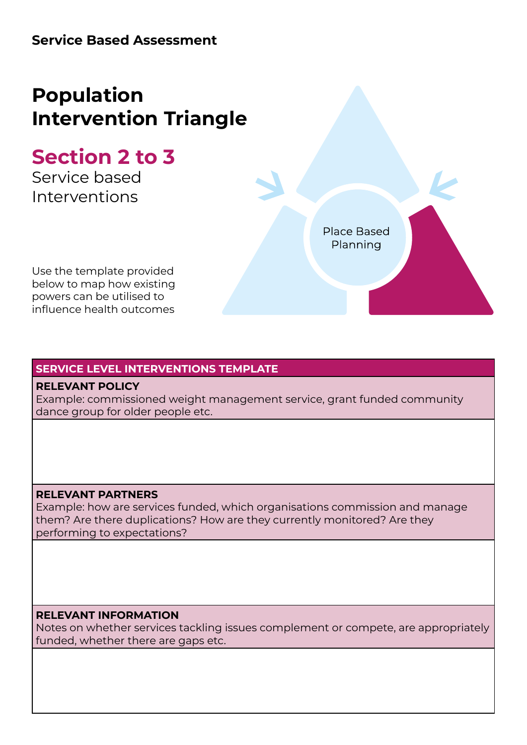**Service Based Assessment**

# Population Intervention Triangle

## Section 2 to 3

Service based Interventions

Use the template provided below to map how existing powers can be utilised to influence health outcomes

Place Based Planning

| SERVICE LEVEL INTERVENTIONS TEMPLATE |
|---|
| **RELEVANT POLICY**<br>Example: commissioned weight management service, grant funded community dance group for older people etc. |
| |
| **RELEVANT PARTNERS**<br>Example: how are services funded, which organisations commission and manage them? Are there duplications? How are they currently monitored? Are they performing to expectations? |
| |
| **RELEVANT INFORMATION**<br>Notes on whether services tackling issues complement or compete, are appropriately funded, whether there are gaps etc. |
| |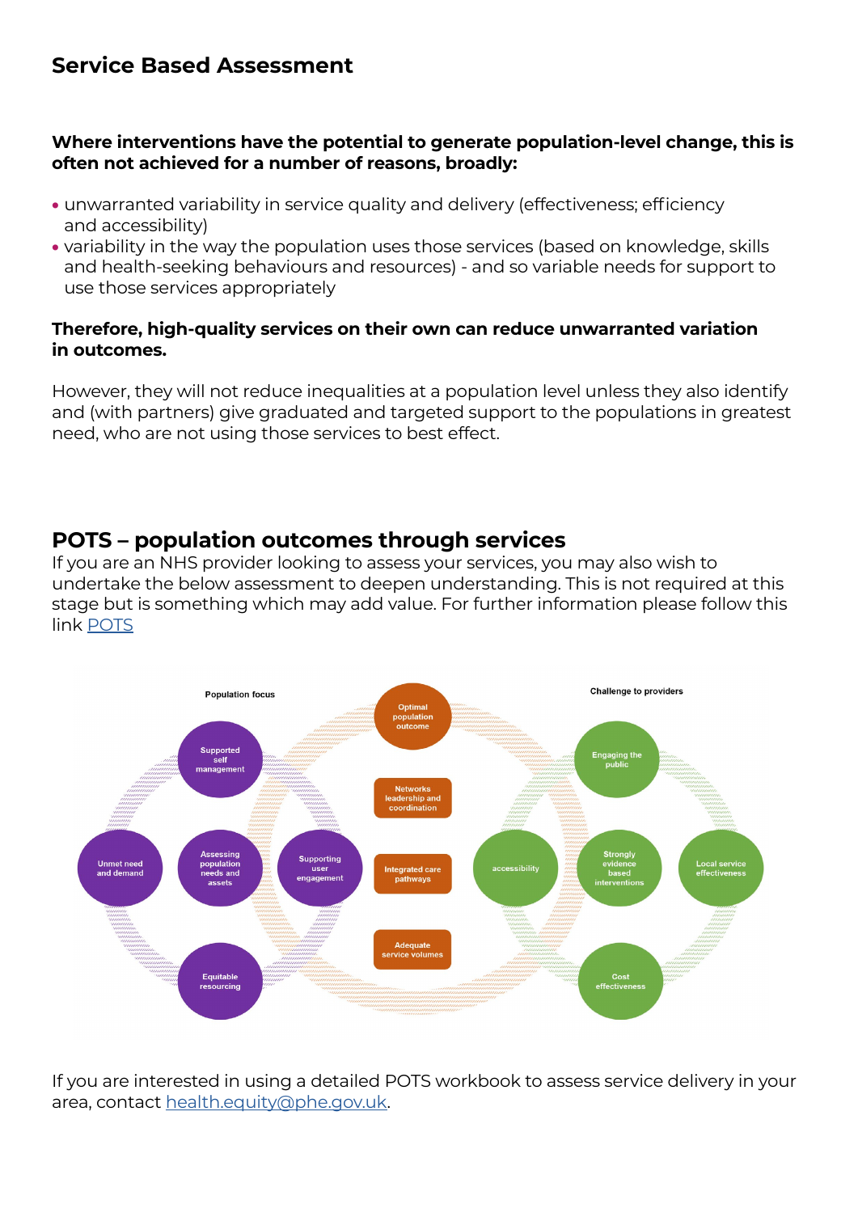## Service Based Assessment

**Where interventions have the potential to generate population-level change, this is often not achieved for a number of reasons, broadly:**

- unwarranted variability in service quality and delivery (effectiveness; efficiency and accessibility)
- variability in the way the population uses those services (based on knowledge, skills and health-seeking behaviours and resources) - and so variable needs for support to use those services appropriately

**Therefore, high-quality services on their own can reduce unwarranted variation in outcomes.**

However, they will not reduce inequalities at a population level unless they also identify and (with partners) give graduated and targeted support to the populations in greatest need, who are not using those services to best effect.

## POTS – population outcomes through services

If you are an NHS provider looking to assess your services, you may also wish to undertake the below assessment to deepen understanding. This is not required at this stage but is something which may add value. For further information please follow this link POTS

Population focus

Challenge to providers

Optimal population outcome

Supported self management

Unmet need and demand

Assessing population needs and assets

Supporting user engagement

Equitable resourcing

Networks leadership and coordination

Integrated care pathways

Adequate service volumes

Engaging the public

accessibility

Strongly evidence based interventions

Local service effectiveness

Cost effectiveness

If you are interested in using a detailed POTS workbook to assess service delivery in your area, contact health.equity@phe.gov.uk.